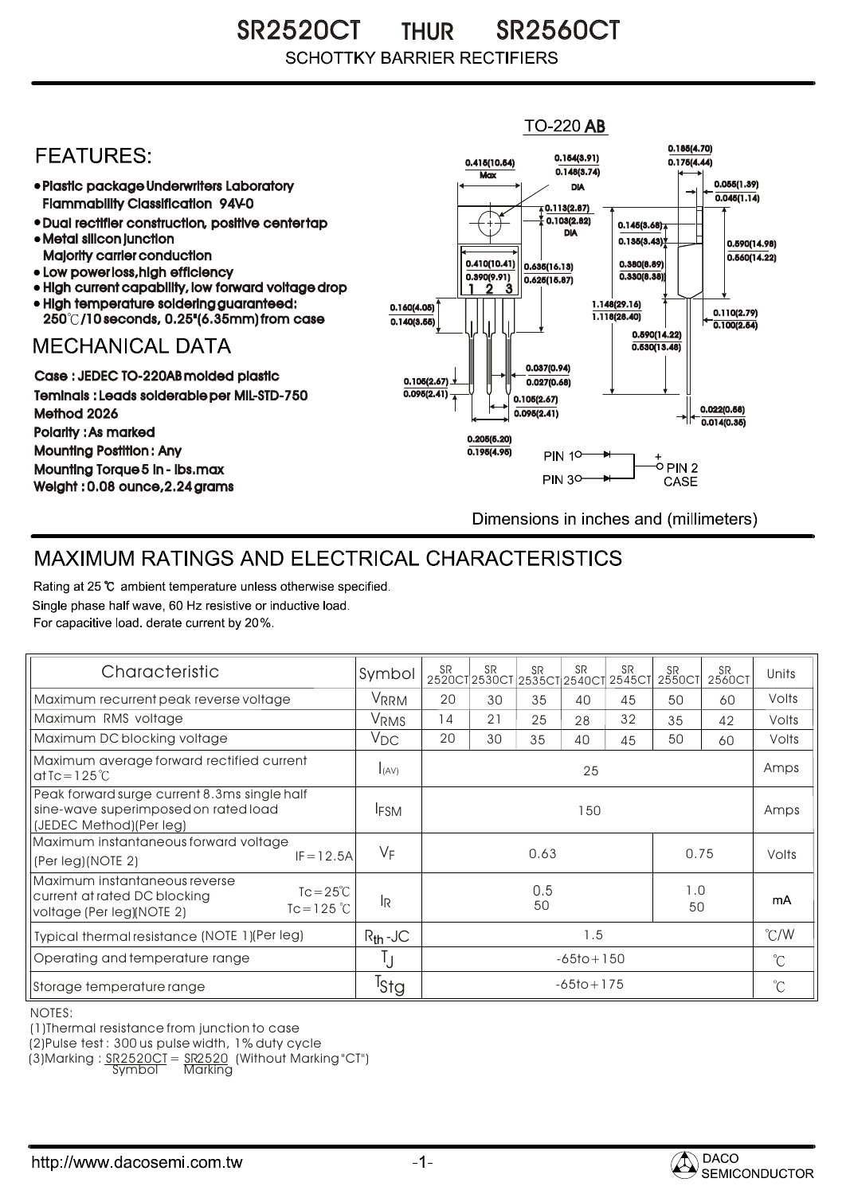# SR2520CT THUR SR2560CT

SCHOTTKY BARRIER RECTIFIERS

## FEATURES:

- Plastic package Underwriters Laboratory Flammability Classification 94V-0
- Dual rectifier construction, positive center tap
- Metal silicon junction Majority carrier conduction
- Low power loss, high efficiency
- High current capability, low forward voltage drop
- High temperature soldering guaranteed: 250℃/10 seconds, 0.25"(6.35mm) from case

## MECHANICAL DATA

Case : JEDEC TO-220AB molded plastic

Teminals : Leads solderable per MIL-STD-750 Method 2026

Polarity : As marked

Mounting Postition : Any

Mounting Torque 5 in - lbs.max

Weight : 0.08 ounce, 2.24 grams

TO-220 AB

0.185(4.70) 0.175(4.44)
0.415(10.54) Max
0.154(3.91) 0.148(3.74) DIA
0.055(1.39) 0.045(1.14)
0.113(2.87) 0.103(2.62) DIA
0.145(3.68) 0.135(3.43)
0.590(14.98) 0.560(14.22)
0.410(10.41) 0.390(9.91)
0.635(16.13) 0.625(15.87)
0.350(8.89) 0.330(8.38)
0.160(4.05) 0.140(3.55)
1.148(29.16) 1.118(28.40)
0.110(2.79) 0.100(2.54)
0.560(14.22) 0.530(13.48)
0.037(0.94) 0.027(0.68)
0.105(2.67) 0.095(2.41)
0.105(2.67) 0.095(2.41)
0.022(0.58) 0.014(0.35)
0.205(5.20) 0.195(4.95)

PIN 1, PIN 3, + PIN 2 CASE

Dimensions in inches and (millimeters)

## MAXIMUM RATINGS AND ELECTRICAL CHARACTERISTICS

Rating at 25 ℃ ambient temperature unless otherwise specified.

Single phase half wave, 60 Hz resistive or inductive load.

For capacitive load. derate current by 20%.

| Characteristic | Symbol | SR 2520CT | SR 2530CT | SR 2535CT | SR 2540CT | SR 2545CT | SR 2550CT | SR 2560CT | Units |
|---|---|---|---|---|---|---|---|---|---|
| Maximum recurrent peak reverse voltage | $V_{RRM}$ | 20 | 30 | 35 | 40 | 45 | 50 | 60 | Volts |
| Maximum RMS voltage | $V_{RMS}$ | 14 | 21 | 25 | 28 | 32 | 35 | 42 | Volts |
| Maximum DC blocking voltage | $V_{DC}$ | 20 | 30 | 35 | 40 | 45 | 50 | 60 | Volts |
| Maximum average forward rectified current at Tc=125℃ | $I_{(AV)}$ | 25 | | | | | | | Amps |
| Peak forward surge current 8.3ms single half sine-wave superimposed on rated load (JEDEC Method)(Per leg) | $I_{FSM}$ | 150 | | | | | | | Amps |
| Maximum instantaneous forward voltage (Per leg)(NOTE 2) IF=12.5A | $V_F$ | 0.63 | | | | | 0.75 | | Volts |
| Maximum instantaneous reverse current at rated DC blocking voltage (Per leg)(NOTE 2) Tc=25℃ | $I_R$ | 0.5 | | | | | 1.0 | | mA |
| Tc=125℃ | | 50 | | | | | 50 | | |
| Typical thermal resistance (NOTE 1)(Per leg) | $R_{th}$-JC | 1.5 | | | | | | | ℃/W |
| Operating and temperature range | $T_J$ | -65to+150 | | | | | | | ℃ |
| Storage temperature range | $T_{Stg}$ | -65to+175 | | | | | | | ℃ |

NOTES:

(1)Thermal resistance from junction to case

(2)Pulse test : 300 us pulse width, 1% duty cycle

(3)Marking : SR2520CT = SR2520 (Without Marking "CT")
Symbol Marking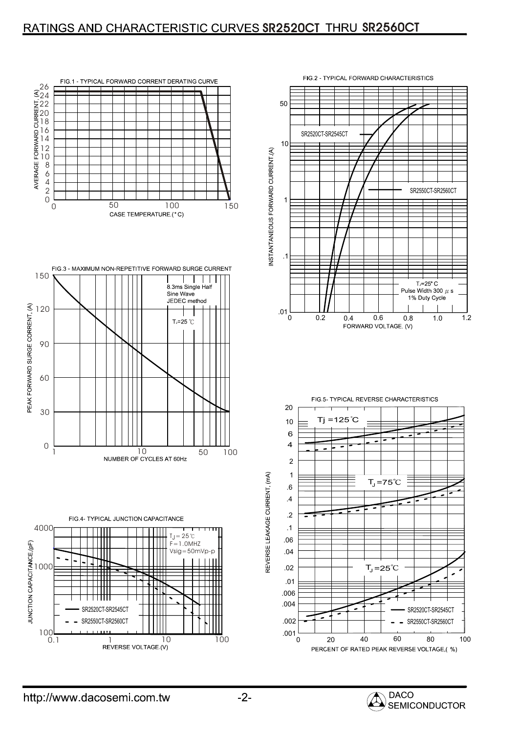# RATINGS AND CHARACTERISTIC CURVES SR2520CT THRU SR2560CT

FIG.1 - TYPICAL FORWARD CORRENT DERATING CURVE

AVERAGE FORWARD CURRENT, (A)

26
24
22
20
18
16
14
12
10
8
6
4
2
0

0 50 100 150

CASE TEMPERATURE.(°C)

FIG.2 - TYPICAL FORWARD CHARACTERISTICS

INSTANTANEOUS FORWARD CURRENT,(A)

50
10
1
.1
.01

SR2520CT-SR2545CT

SR2550CT-SR2560CT

$T_J$=25° C
Pulse Width 300 μ s
1% Duty Cycle

0 0.2 0.4 0.6 0.8 1.0 1.2

FORWARD VOLTAGE. (V)

FIG.3 - MAXIMUM NON-REPETITIVE FORWARD SURGE CURRENT

PEAK FORWARD SURGE CORRENT, (A)

150
120
90
60
30
0

8.3ms Single Half
Sine Wave
JEDEC method

$T_J$=25 ℃

1 10 50 100

NUMBER OF CYCLES AT 60Hz

FIG.4- TYPICAL JUNCTION CAPACITANCE

JUNCTION CAPACITANCE,(pF)

4000
1000
100

$T_J$= 25 ℃
F=1.0MHZ
Vsig=50mVp-p

SR2520CT-SR2545CT
SR2550CT-SR2560CT

0.1 1 10 100

REVERSE VOLTAGE.(V)

FIG.5- TYPICAL REVERSE CHARACTERISTICS

REVERSE LEAKAGE CURRENT, (mA)

20
10
6
4
2
1
.6
.4
.2
.1
.06
.04
.02
.01
.006
.004
.002
.001

Tj =125°C

$T_J$ =75℃

$T_J$ =25℃

SR2520CT-SR2545CT
SR2550CT-SR2560CT

0 20 40 60 80 100

PERCENT OF RATED PEAK REVERSE VOLTAGE,( %)